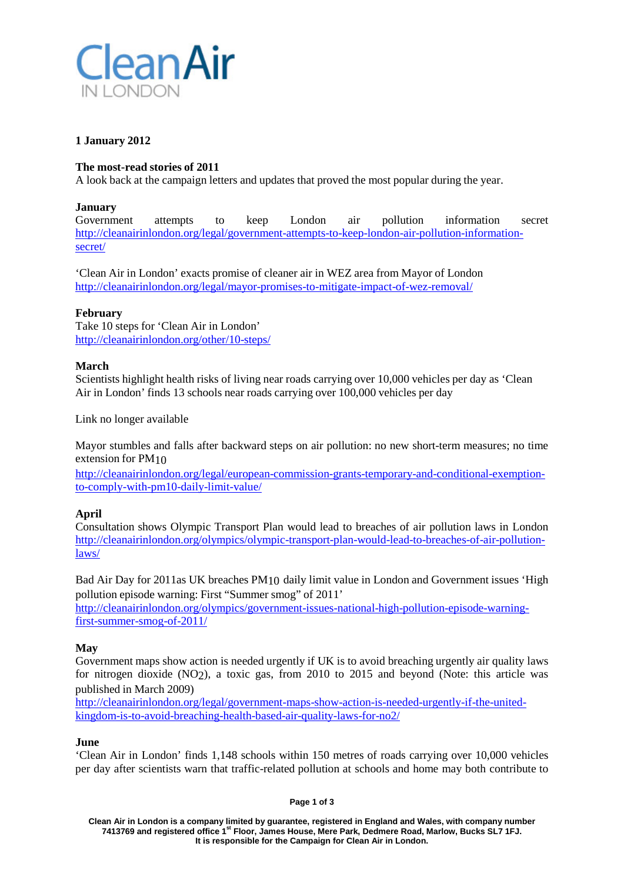Clean Air IN LONDON

**1 January 2012**

**The most-read stories of 2011**
A look back at the campaign letters and updates that proved the most popular during the year.

**January**
Government attempts to keep London air pollution information secret
http://cleanairinlondon.org/legal/government-attempts-to-keep-london-air-pollution-information-secret/

'Clean Air in London' exacts promise of cleaner air in WEZ area from Mayor of London
http://cleanairinlondon.org/legal/mayor-promises-to-mitigate-impact-of-wez-removal/

**February**
Take 10 steps for 'Clean Air in London'
http://cleanairinlondon.org/other/10-steps/

**March**
Scientists highlight health risks of living near roads carrying over 10,000 vehicles per day as 'Clean Air in London' finds 13 schools near roads carrying over 100,000 vehicles per day

Link no longer available

Mayor stumbles and falls after backward steps on air pollution: no new short-term measures; no time extension for $PM_{10}$
http://cleanairinlondon.org/legal/european-commission-grants-temporary-and-conditional-exemption-to-comply-with-pm10-daily-limit-value/

**April**
Consultation shows Olympic Transport Plan would lead to breaches of air pollution laws in London
http://cleanairinlondon.org/olympics/olympic-transport-plan-would-lead-to-breaches-of-air-pollution-laws/

Bad Air Day for 2011as UK breaches $PM_{10}$ daily limit value in London and Government issues 'High pollution episode warning: First "Summer smog" of 2011'
http://cleanairinlondon.org/olympics/government-issues-national-high-pollution-episode-warning-first-summer-smog-of-2011/

**May**
Government maps show action is needed urgently if UK is to avoid breaching urgently air quality laws for nitrogen dioxide ($NO_2$), a toxic gas, from 2010 to 2015 and beyond (Note: this article was published in March 2009)
http://cleanairinlondon.org/legal/government-maps-show-action-is-needed-urgently-if-the-united-kingdom-is-to-avoid-breaching-health-based-air-quality-laws-for-no2/

**June**
'Clean Air in London' finds 1,148 schools within 150 metres of roads carrying over 10,000 vehicles per day after scientists warn that traffic-related pollution at schools and home may both contribute to

Clean Air in London is a company limited by guarantee, registered in England and Wales, with company number 7413769 and registered office 1st Floor, James House, Mere Park, Dedmere Road, Marlow, Bucks SL7 1FJ. It is responsible for the Campaign for Clean Air in London.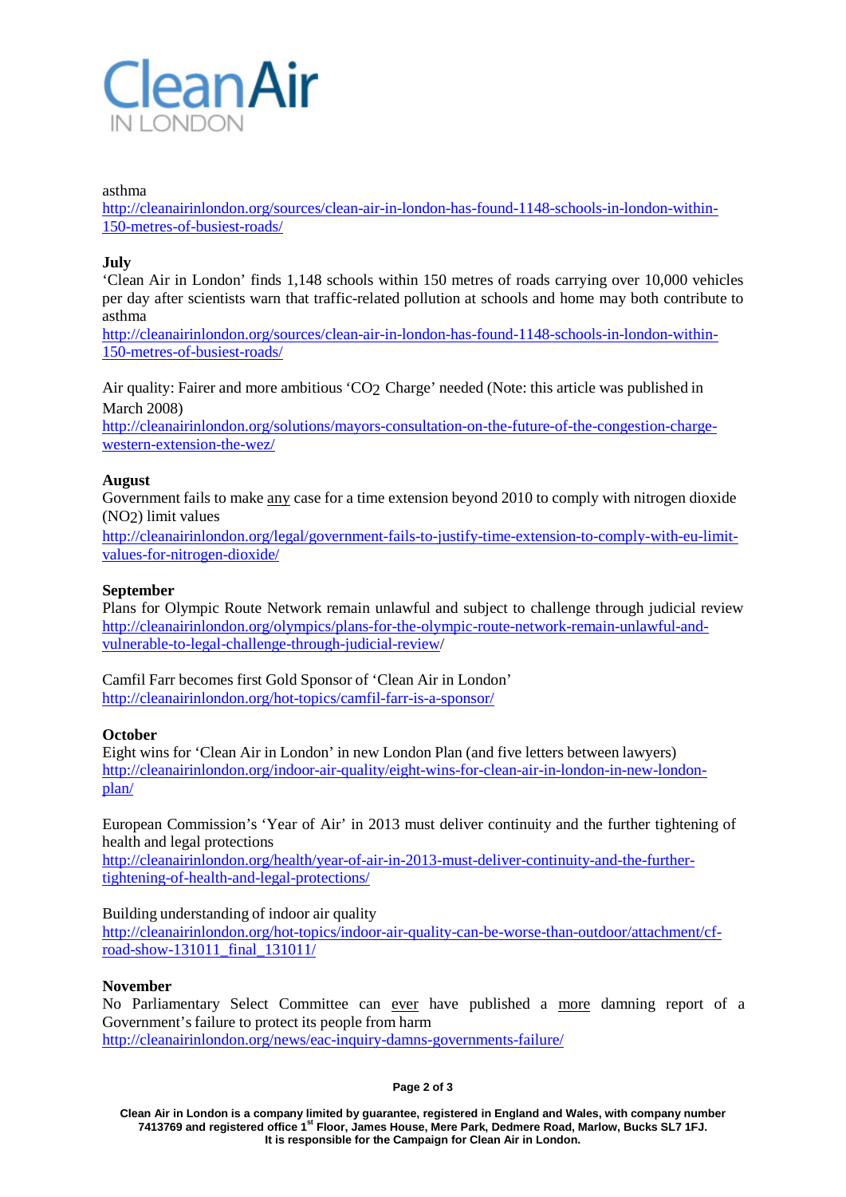asthma
http://cleanairinlondon.org/sources/clean-air-in-london-has-found-1148-schools-in-london-within-150-metres-of-busiest-roads/

**July**

'Clean Air in London' finds 1,148 schools within 150 metres of roads carrying over 10,000 vehicles per day after scientists warn that traffic-related pollution at schools and home may both contribute to asthma
http://cleanairinlondon.org/sources/clean-air-in-london-has-found-1148-schools-in-london-within-150-metres-of-busiest-roads/

Air quality: Fairer and more ambitious '$CO_2$ Charge' needed (Note: this article was published in March 2008)
http://cleanairinlondon.org/solutions/mayors-consultation-on-the-future-of-the-congestion-charge-western-extension-the-wez/

**August**

Government fails to make <u>any</u> case for a time extension beyond 2010 to comply with nitrogen dioxide ($NO_2$) limit values
http://cleanairinlondon.org/legal/government-fails-to-justify-time-extension-to-comply-with-eu-limit-values-for-nitrogen-dioxide/

**September**

Plans for Olympic Route Network remain unlawful and subject to challenge through judicial review
http://cleanairinlondon.org/olympics/plans-for-the-olympic-route-network-remain-unlawful-and-vulnerable-to-legal-challenge-through-judicial-review/

Camfil Farr becomes first Gold Sponsor of 'Clean Air in London'
http://cleanairinlondon.org/hot-topics/camfil-farr-is-a-sponsor/

**October**

Eight wins for 'Clean Air in London' in new London Plan (and five letters between lawyers)
http://cleanairinlondon.org/indoor-air-quality/eight-wins-for-clean-air-in-london-in-new-london-plan/

European Commission's 'Year of Air' in 2013 must deliver continuity and the further tightening of health and legal protections
http://cleanairinlondon.org/health/year-of-air-in-2013-must-deliver-continuity-and-the-further-tightening-of-health-and-legal-protections/

Building understanding of indoor air quality
http://cleanairinlondon.org/hot-topics/indoor-air-quality-can-be-worse-than-outdoor/attachment/cf-road-show-131011_final_131011/

**November**

No Parliamentary Select Committee can <u>ever</u> have published a <u>more</u> damning report of a Government's failure to protect its people from harm
http://cleanairinlondon.org/news/eac-inquiry-damns-governments-failure/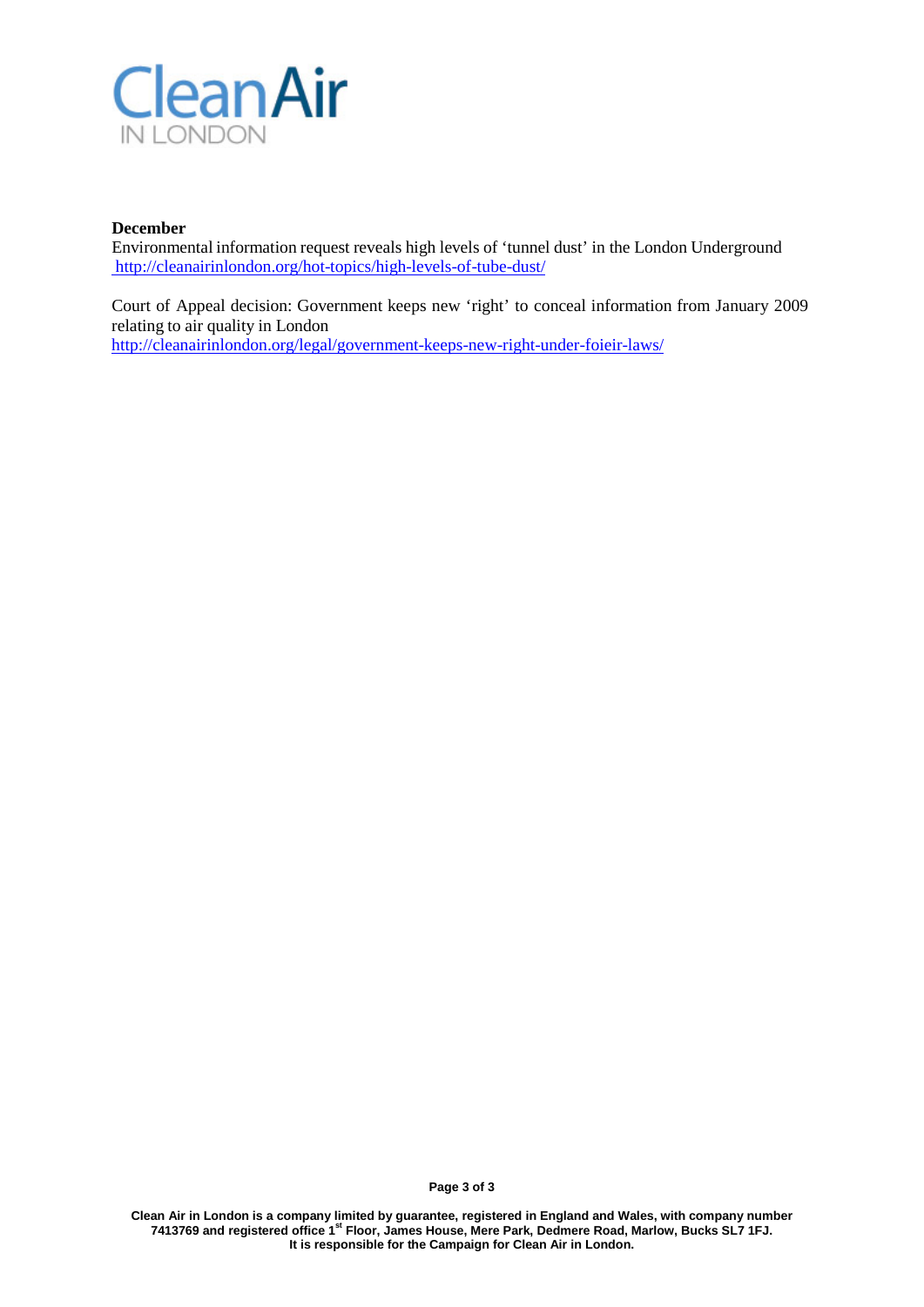**December**

Environmental information request reveals high levels of 'tunnel dust' in the London Underground
http://cleanairinlondon.org/hot-topics/high-levels-of-tube-dust/

Court of Appeal decision: Government keeps new 'right' to conceal information from January 2009 relating to air quality in London
http://cleanairinlondon.org/legal/government-keeps-new-right-under-foieir-laws/

Clean Air in London is a company limited by guarantee, registered in England and Wales, with company number 7413769 and registered office 1st Floor, James House, Mere Park, Dedmere Road, Marlow, Bucks SL7 1FJ. It is responsible for the Campaign for Clean Air in London.